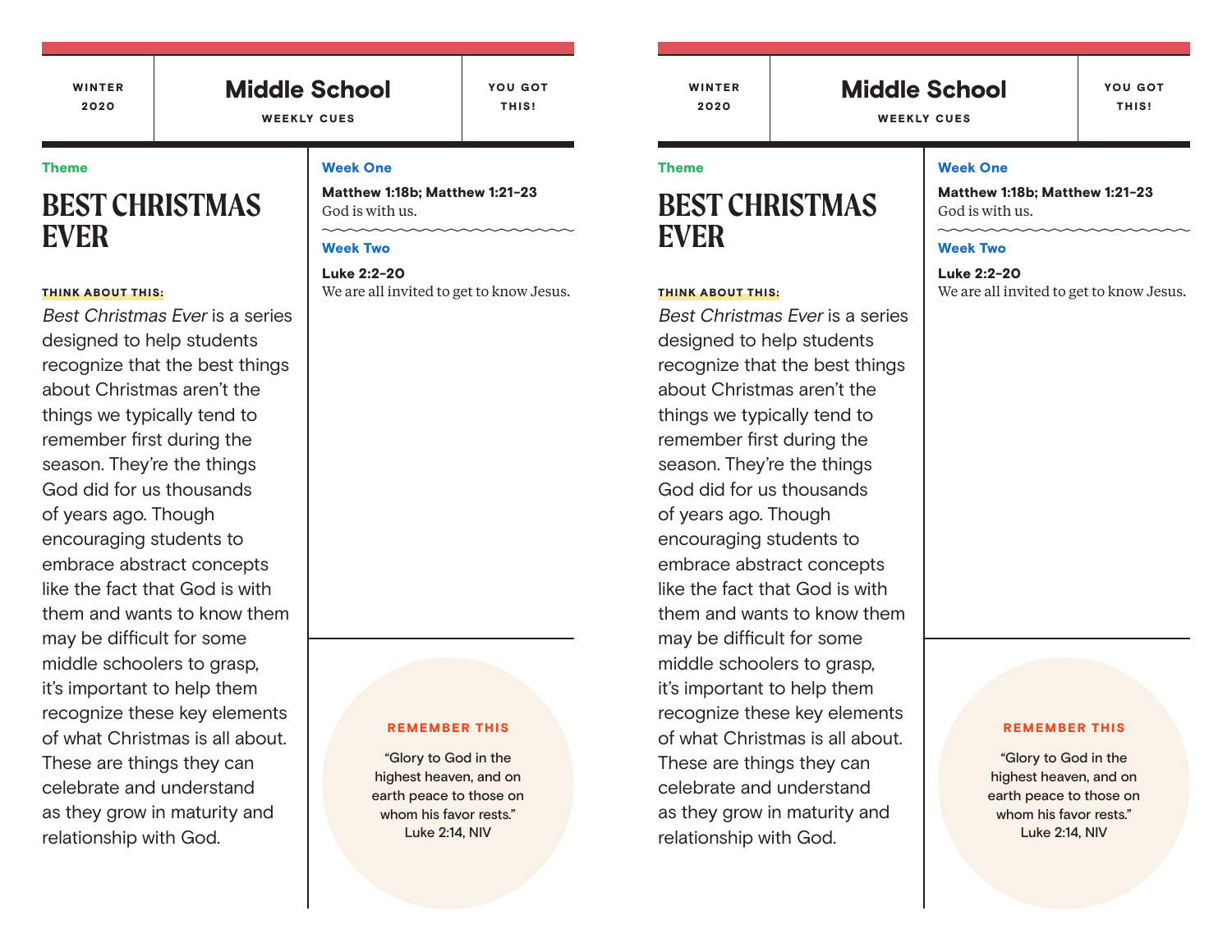WINTER 2020

# Middle School

WEEKLY CUES

YOU GOT THIS!

**Theme**

## BEST CHRISTMAS EVER

**THINK ABOUT THIS:**

*Best Christmas Ever* is a series designed to help students recognize that the best things about Christmas aren't the things we typically tend to remember first during the season. They're the things God did for us thousands of years ago. Though encouraging students to embrace abstract concepts like the fact that God is with them and wants to know them may be difficult for some middle schoolers to grasp, it's important to help them recognize these key elements of what Christmas is all about. These are things they can celebrate and understand as they grow in maturity and relationship with God.

**Week One**

**Matthew 1:18b; Matthew 1:21-23**
God is with us.

**Week Two**

**Luke 2:2-20**
We are all invited to get to know Jesus.

**REMEMBER THIS**

"Glory to God in the highest heaven, and on earth peace to those on whom his favor rests."
Luke 2:14, NIV

---

WINTER 2020

# Middle School

WEEKLY CUES

YOU GOT THIS!

**Theme**

## BEST CHRISTMAS EVER

**THINK ABOUT THIS:**

*Best Christmas Ever* is a series designed to help students recognize that the best things about Christmas aren't the things we typically tend to remember first during the season. They're the things God did for us thousands of years ago. Though encouraging students to embrace abstract concepts like the fact that God is with them and wants to know them may be difficult for some middle schoolers to grasp, it's important to help them recognize these key elements of what Christmas is all about. These are things they can celebrate and understand as they grow in maturity and relationship with God.

**Week One**

**Matthew 1:18b; Matthew 1:21-23**
God is with us.

**Week Two**

**Luke 2:2-20**
We are all invited to get to know Jesus.

**REMEMBER THIS**

"Glory to God in the highest heaven, and on earth peace to those on whom his favor rests."
Luke 2:14, NIV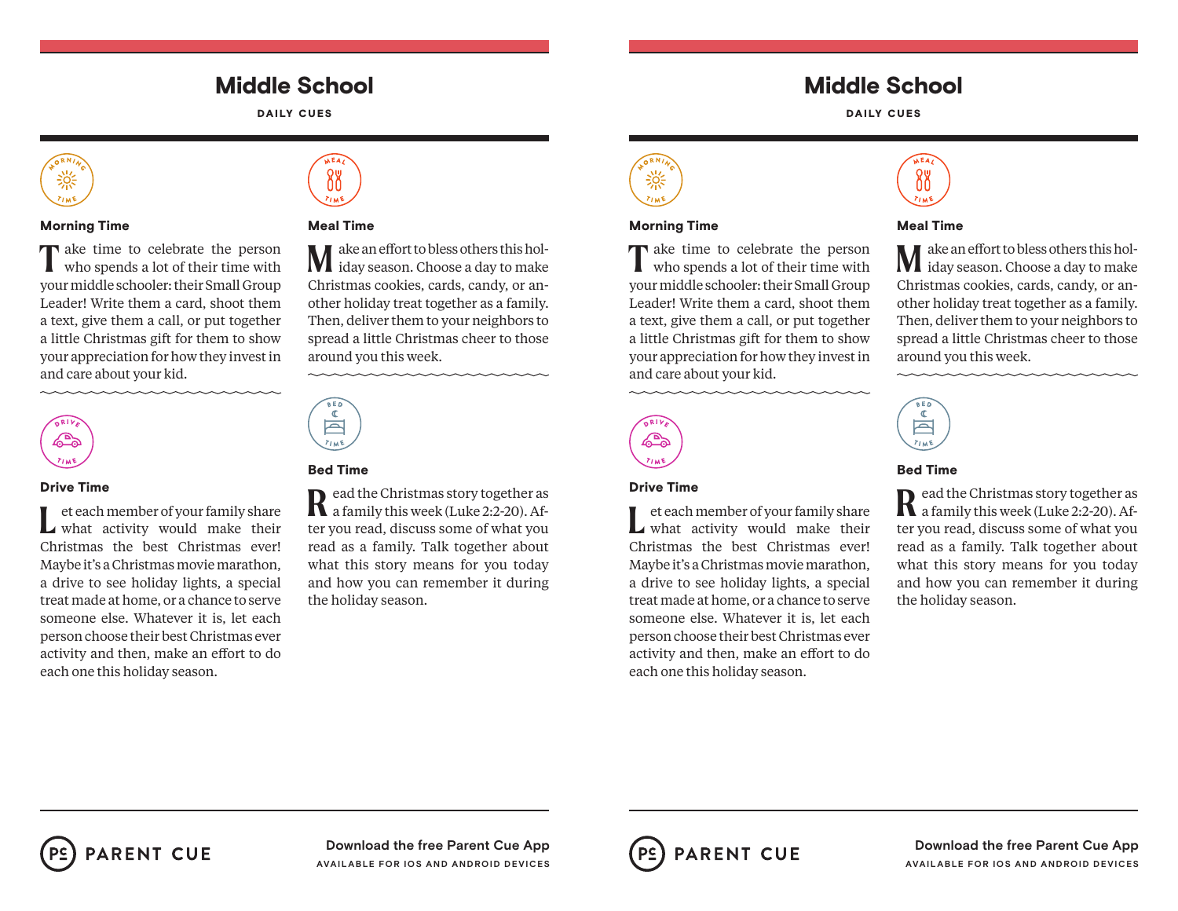# Middle School

DAILY CUES

### Morning Time

Take time to celebrate the person who spends a lot of their time with your middle schooler: their Small Group Leader! Write them a card, shoot them a text, give them a call, or put together a little Christmas gift for them to show your appreciation for how they invest in and care about your kid.

### Meal Time

Make an effort to bless others this holiday season. Choose a day to make Christmas cookies, cards, candy, or another holiday treat together as a family. Then, deliver them to your neighbors to spread a little Christmas cheer to those around you this week.

### Drive Time

Let each member of your family share what activity would make their Christmas the best Christmas ever! Maybe it's a Christmas movie marathon, a drive to see holiday lights, a special treat made at home, or a chance to serve someone else. Whatever it is, let each person choose their best Christmas ever activity and then, make an effort to do each one this holiday season.

### Bed Time

Read the Christmas story together as a family this week (Luke 2:2-20). After you read, discuss some of what you read as a family. Talk together about what this story means for you today and how you can remember it during the holiday season.

PARENT CUE

**Download the free Parent Cue App**

AVAILABLE FOR IOS AND ANDROID DEVICES

# Middle School

DAILY CUES

### Morning Time

Take time to celebrate the person who spends a lot of their time with your middle schooler: their Small Group Leader! Write them a card, shoot them a text, give them a call, or put together a little Christmas gift for them to show your appreciation for how they invest in and care about your kid.

### Meal Time

Make an effort to bless others this holiday season. Choose a day to make Christmas cookies, cards, candy, or another holiday treat together as a family. Then, deliver them to your neighbors to spread a little Christmas cheer to those around you this week.

### Drive Time

Let each member of your family share what activity would make their Christmas the best Christmas ever! Maybe it's a Christmas movie marathon, a drive to see holiday lights, a special treat made at home, or a chance to serve someone else. Whatever it is, let each person choose their best Christmas ever activity and then, make an effort to do each one this holiday season.

### Bed Time

Read the Christmas story together as a family this week (Luke 2:2-20). After you read, discuss some of what you read as a family. Talk together about what this story means for you today and how you can remember it during the holiday season.

PARENT CUE

**Download the free Parent Cue App**

AVAILABLE FOR IOS AND ANDROID DEVICES